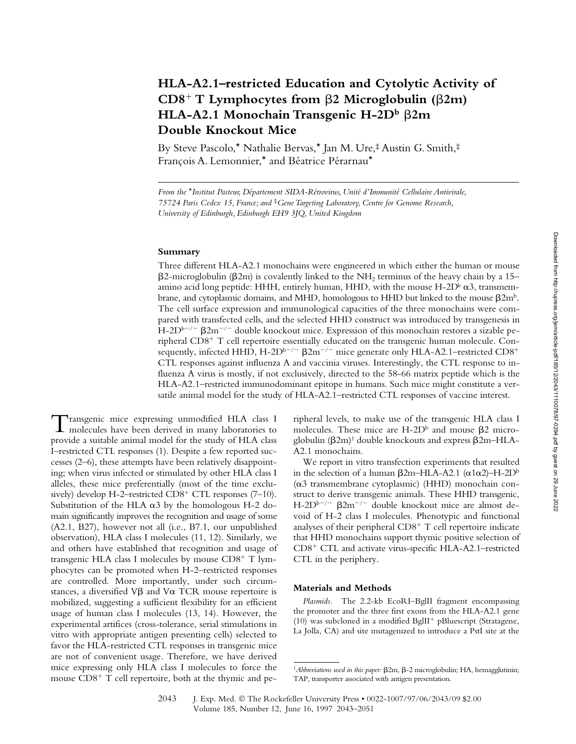# HLA-A2.1–restricted Education and Cytolytic Activity of CD8$^+$ T Lymphocytes from β2 Microglobulin (β2m) HLA-A2.1 Monochain Transgenic H-2D$^b$ β2m Double Knockout Mice

By Steve Pascolo,* Nathalie Bervas,* Jan M. Ure,‡ Austin G. Smith,‡ François A. Lemonnier,* and Béatrice Pérarnau*

*From the *Institut Pasteur, Département SIDA-Rétrovirus, Unité d'Immunité Cellulaire Antivirale, 75724 Paris Cedex 15, France; and ‡Gene Targeting Laboratory, Centre for Genome Research, University of Edinburgh, Edinburgh EH9 3JQ, United Kingdom*

## Summary

Three different HLA-A2.1 monochains were engineered in which either the human or mouse β2-microglobulin (β2m) is covalently linked to the $NH_2$ terminus of the heavy chain by a 15–amino acid long peptide: HHH, entirely human, HHD, with the mouse H-2D$^b$ α3, transmembrane, and cytoplasmic domains, and MHD, homologous to HHD but linked to the mouse β2m$^b$. The cell surface expression and immunological capacities of the three monochains were compared with transfected cells, and the selected HHD construct was introduced by transgenesis in H-2D$^{b-/-}$ β2m$^{-/-}$ double knockout mice. Expression of this monochain restores a sizable peripheral CD8$^+$ T cell repertoire essentially educated on the transgenic human molecule. Consequently, infected HHD, H-2D$^{b-/-}$ β2m$^{-/-}$ mice generate only HLA-A2.1–restricted CD8$^+$ CTL responses against influenza A and vaccinia viruses. Interestingly, the CTL response to influenza A virus is mostly, if not exclusively, directed to the 58-66 matrix peptide which is the HLA-A2.1–restricted immunodominant epitope in humans. Such mice might constitute a versatile animal model for the study of HLA-A2.1–restricted CTL responses of vaccine interest.

Transgenic mice expressing unmodified HLA class I molecules have been derived in many laboratories to provide a suitable animal model for the study of HLA class I–restricted CTL responses (1). Despite a few reported successes (2–6), these attempts have been relatively disappointing; when virus infected or stimulated by other HLA class I alleles, these mice preferentially (most of the time exclusively) develop H-2–restricted CD8$^+$ CTL responses (7–10). Substitution of the HLA α3 by the homologous H-2 domain significantly improves the recognition and usage of some (A2.1, B27), however not all (i.e., B7.1, our unpublished observation), HLA class I molecules (11, 12). Similarly, we and others have established that recognition and usage of transgenic HLA class I molecules by mouse CD8$^+$ T lymphocytes can be promoted when H-2–restricted responses are controlled. More importantly, under such circumstances, a diversified Vβ and Vα TCR mouse repertoire is mobilized, suggesting a sufficient flexibility for an efficient usage of human class I molecules (13, 14). However, the experimental artifices (cross-tolerance, serial stimulations in vitro with appropriate antigen presenting cells) selected to favor the HLA-restricted CTL responses in transgenic mice are not of convenient usage. Therefore, we have derived mice expressing only HLA class I molecules to force the mouse CD8$^+$ T cell repertoire, both at the thymic and peripheral levels, to make use of the transgenic HLA class I molecules. These mice are H-2D$^b$ and mouse β2 microglobulin (β2m)[1] double knockouts and express β2m–HLA-A2.1 monochains.

We report in vitro transfection experiments that resulted in the selection of a human β2m–HLA-A2.1 (α1α2)–H-2D$^b$ (α3 transmembrane cytoplasmic) (HHD) monochain construct to derive transgenic animals. These HHD transgenic, H-2D$^{b-/-}$ β2m$^{-/-}$ double knockout mice are almost devoid of H-2 class I molecules. Phenotypic and functional analyses of their peripheral CD8$^+$ T cell repertoire indicate that HHD monochains support thymic positive selection of CD8$^+$ CTL and activate virus-specific HLA-A2.1–restricted CTL in the periphery.

## Materials and Methods

*Plasmids.* The 2.2-kb EcoRI–BglII fragment encompassing the promoter and the three first exons from the HLA-A2.1 gene (10) was subcloned in a modified BglII$^+$ pBluescript (Stratagene, La Jolla, CA) and site mutagenized to introduce a PstI site at the

[1]*Abbreviations used in this paper:* β2m, β-2 microglobulin; HA, hemagglutinin; TAP, transporter associated with antigen presentation.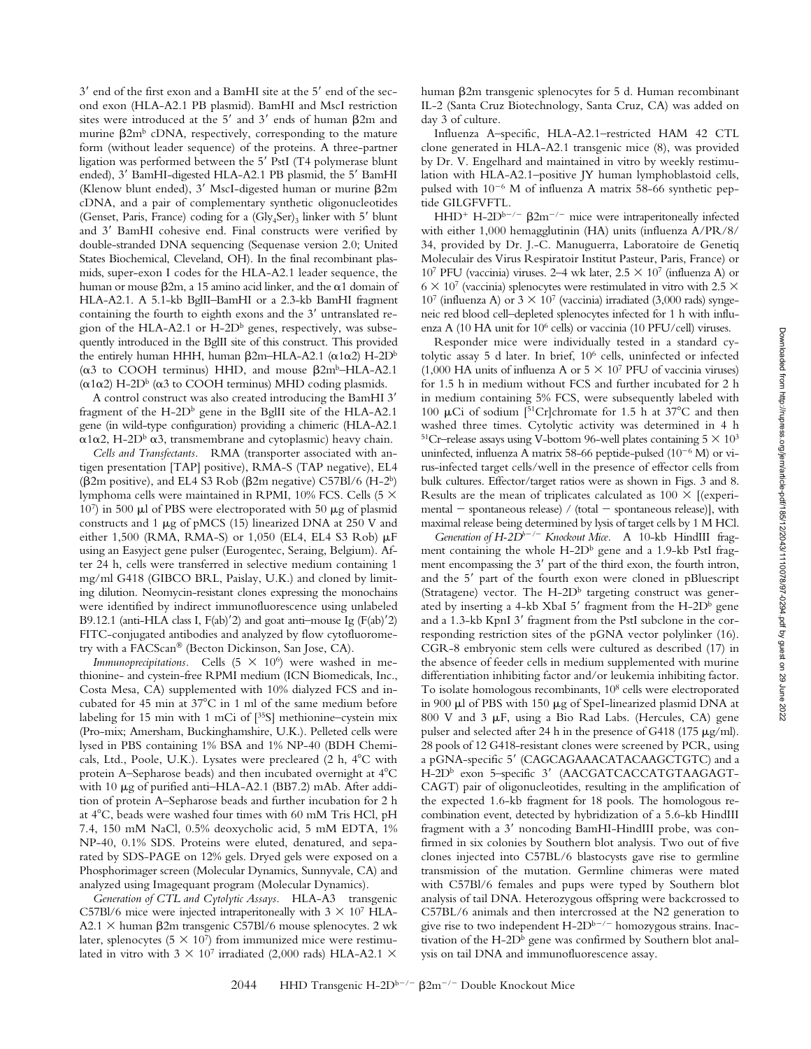3′ end of the first exon and a BamHI site at the 5′ end of the second exon (HLA-A2.1 PB plasmid). BamHI and MscI restriction sites were introduced at the 5′ and 3′ ends of human β2m and murine β2m[b] cDNA, respectively, corresponding to the mature form (without leader sequence) of the proteins. A three-partner ligation was performed between the 5′ PstI (T4 polymerase blunt ended), 3′ BamHI-digested HLA-A2.1 PB plasmid, the 5′ BamHI (Klenow blunt ended), 3′ MscI-digested human or murine β2m cDNA, and a pair of complementary synthetic oligonucleotides (Genset, Paris, France) coding for a $(Gly_4Ser)_3$ linker with 5′ blunt and 3′ BamHI cohesive end. Final constructs were verified by double-stranded DNA sequencing (Sequenase version 2.0; United States Biochemical, Cleveland, OH). In the final recombinant plasmids, super-exon I codes for the HLA-A2.1 leader sequence, the human or mouse β2m, a 15 amino acid linker, and the α1 domain of HLA-A2.1. A 5.1-kb BglII–BamHI or a 2.3-kb BamHI fragment containing the fourth to eighth exons and the 3′ untranslated region of the HLA-A2.1 or H-2D[b] genes, respectively, was subsequently introduced in the BglII site of this construct. This provided the entirely human HHH, human β2m–HLA-A2.1 (α1α2) H-2D[b] (α3 to COOH terminus) HHD, and mouse β2m[b]–HLA-A2.1 (α1α2) H-2D[b] (α3 to COOH terminus) MHD coding plasmids.

A control construct was also created introducing the BamHI 3′ fragment of the H-2D[b] gene in the BglII site of the HLA-A2.1 gene (in wild-type configuration) providing a chimeric (HLA-A2.1 α1α2, H-2D[b] α3, transmembrane and cytoplasmic) heavy chain.

*Cells and Transfectants.* RMA (transporter associated with antigen presentation [TAP] positive), RMA-S (TAP negative), EL4 (β2m positive), and EL4 S3 Rob (β2m negative) C57Bl/6 (H-2[b]) lymphoma cells were maintained in RPMI, 10% FCS. Cells ($5 \times 10^7$) in 500 μl of PBS were electroporated with 50 μg of plasmid constructs and 1 μg of pMCS (15) linearized DNA at 250 V and either 1,500 (RMA, RMA-S) or 1,050 (EL4, EL4 S3 Rob) μF using an Easyject gene pulser (Eurogentec, Seraing, Belgium). After 24 h, cells were transferred in selective medium containing 1 mg/ml G418 (GIBCO BRL, Paisley, U.K.) and cloned by limiting dilution. Neomycin-resistant clones expressing the monochains were identified by indirect immunofluorescence using unlabeled B9.12.1 (anti-HLA class I, F(ab)′2) and goat anti–mouse Ig (F(ab)′2) FITC-conjugated antibodies and analyzed by flow cytofluorometry with a FACScan® (Becton Dickinson, San Jose, CA).

*Immunoprecipitations.* Cells ($5 \times 10^6$) were washed in methionine- and cystein-free RPMI medium (ICN Biomedicals, Inc., Costa Mesa, CA) supplemented with 10% dialyzed FCS and incubated for 45 min at 37°C in 1 ml of the same medium before labeling for 15 min with 1 mCi of [$^{35}$S] methionine–cystein mix (Pro-mix; Amersham, Buckinghamshire, U.K.). Pelleted cells were lysed in PBS containing 1% BSA and 1% NP-40 (BDH Chemicals, Ltd., Poole, U.K.). Lysates were precleared (2 h, 4°C with protein A–Sepharose beads) and then incubated overnight at 4°C with 10 μg of purified anti–HLA-A2.1 (BB7.2) mAb. After addition of protein A–Sepharose beads and further incubation for 2 h at 4°C, beads were washed four times with 60 mM Tris HCl, pH 7.4, 150 mM NaCl, 0.5% deoxycholic acid, 5 mM EDTA, 1% NP-40, 0.1% SDS. Proteins were eluted, denatured, and separated by SDS-PAGE on 12% gels. Dryed gels were exposed on a Phosphorimager screen (Molecular Dynamics, Sunnyvale, CA) and analyzed using Imagequant program (Molecular Dynamics).

*Generation of CTL and Cytolytic Assays.* HLA-A3 transgenic C57Bl/6 mice were injected intraperitoneally with $3 \times 10^7$ HLA-A2.1 × human β2m transgenic C57Bl/6 mouse splenocytes. 2 wk later, splenocytes ($5 \times 10^7$) from immunized mice were restimulated in vitro with $3 \times 10^7$ irradiated (2,000 rads) HLA-A2.1 × human β2m transgenic splenocytes for 5 d. Human recombinant IL-2 (Santa Cruz Biotechnology, Santa Cruz, CA) was added on day 3 of culture.

Influenza A–specific, HLA-A2.1–restricted HAM 42 CTL clone generated in HLA-A2.1 transgenic mice (8), was provided by Dr. V. Engelhard and maintained in vitro by weekly restimulation with HLA-A2.1–positive JY human lymphoblastoid cells, pulsed with $10^{-6}$ M of influenza A matrix 58-66 synthetic peptide GILGFVFTL.

HHD[+] H-2D[b−/−] β2m[−/−] mice were intraperitoneally infected with either 1,000 hemagglutinin (HA) units (influenza A/PR/8/34, provided by Dr. J.-C. Manuguerra, Laboratoire de Genetiq Moleculair des Virus Respiratoir Institut Pasteur, Paris, France) or $10^7$ PFU (vaccinia) viruses. 2–4 wk later, $2.5 \times 10^7$ (influenza A) or $6 \times 10^7$ (vaccinia) splenocytes were restimulated in vitro with $2.5 \times 10^7$ (influenza A) or $3 \times 10^7$ (vaccinia) irradiated (3,000 rads) syngeneic red blood cell–depleted splenocytes infected for 1 h with influenza A (10 HA unit for $10^6$ cells) or vaccinia (10 PFU/cell) viruses.

Responder mice were individually tested in a standard cytolytic assay 5 d later. In brief, $10^6$ cells, uninfected or infected (1,000 HA units of influenza A or $5 \times 10^7$ PFU of vaccinia viruses) for 1.5 h in medium without FCS and further incubated for 2 h in medium containing 5% FCS, were subsequently labeled with 100 μCi of sodium [$^{51}$Cr]chromate for 1.5 h at 37°C and then washed three times. Cytolytic activity was determined in 4 h $^{51}$Cr–release assays using V-bottom 96-well plates containing $5 \times 10^3$ uninfected, influenza A matrix 58-66 peptide-pulsed ($10^{-6}$ M) or virus-infected target cells/well in the presence of effector cells from bulk cultures. Effector/target ratios were as shown in Figs. 3 and 8. Results are the mean of triplicates calculated as $100 \times$ [(experimental − spontaneous release) / (total − spontaneous release)], with maximal release being determined by lysis of target cells by 1 M HCl.

*Generation of H-2D[b−/−] Knockout Mice.* A 10-kb HindIII fragment containing the whole H-2D[b] gene and a 1.9-kb PstI fragment encompassing the 3′ part of the third exon, the fourth intron, and the 5′ part of the fourth exon were cloned in pBluescript (Stratagene) vector. The H-2D[b] targeting construct was generated by inserting a 4-kb XbaI 5′ fragment from the H-2D[b] gene and a 1.3-kb KpnI 3′ fragment from the PstI subclone in the corresponding restriction sites of the pGNA vector polylinker (16). CGR-8 embryonic stem cells were cultured as described (17) in the absence of feeder cells in medium supplemented with murine differentiation inhibiting factor and/or leukemia inhibiting factor. To isolate homologous recombinants, $10^8$ cells were electroporated in 900 μl of PBS with 150 μg of SpeI-linearized plasmid DNA at 800 V and 3 μF, using a Bio Rad Labs. (Hercules, CA) gene pulser and selected after 24 h in the presence of G418 (175 μg/ml). 28 pools of 12 G418-resistant clones were screened by PCR, using a pGNA-specific 5′ (CAGCAGAAACATACAAGCTGTC) and a H-2D[b] exon 5-specific 3′ (AACGATCACCATGTAAGAGT-CAGT) pair of oligonucleotides, resulting in the amplification of the expected 1.6-kb fragment for 18 pools. The homologous recombination event, detected by hybridization of a 5.6-kb HindIII fragment with a 3′ noncoding BamHI-HindIII probe, was confirmed in six colonies by Southern blot analysis. Two out of five clones injected into C57BL/6 blastocysts gave rise to germline transmission of the mutation. Germline chimeras were mated with C57Bl/6 females and pups were typed by Southern blot analysis of tail DNA. Heterozygous offspring were backcrossed to C57BL/6 animals and then intercrossed at the N2 generation to give rise to two independent H-2D[b−/−] homozygous strains. Inactivation of the H-2D[b] gene was confirmed by Southern blot analysis on tail DNA and immunofluorescence assay.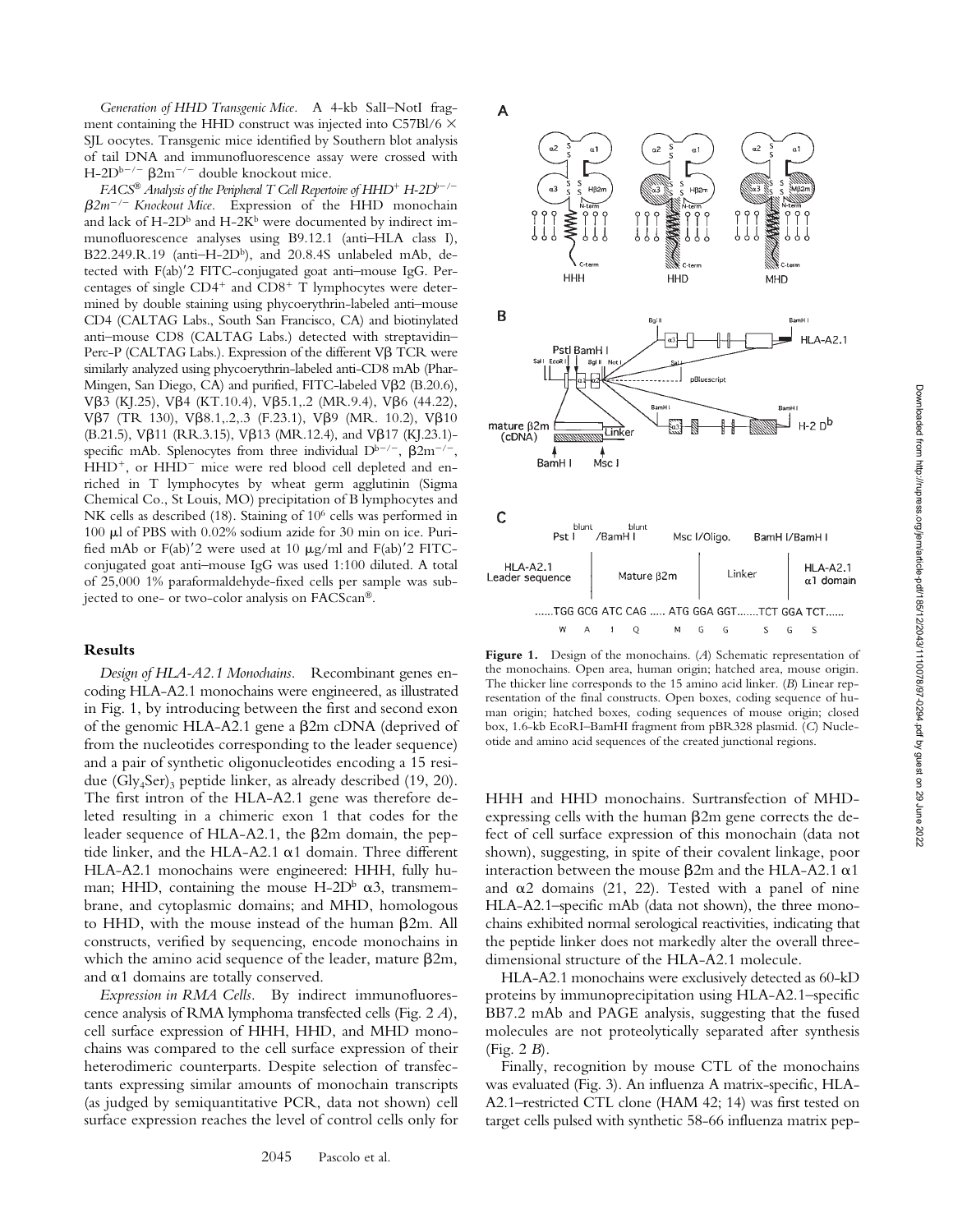*Generation of HHD Transgenic Mice.* A 4-kb SalI–NotI fragment containing the HHD construct was injected into C57Bl/6 × SJL oocytes. Transgenic mice identified by Southern blot analysis of tail DNA and immunofluorescence assay were crossed with H-2D$^{b-/-}$ β2m$^{-/-}$ double knockout mice.

*FACS® Analysis of the Peripheral T Cell Repertoire of HHD$^{+}$ H-2D$^{b-/-}$ β2m$^{-/-}$ Knockout Mice.* Expression of the HHD monochain and lack of H-2D$^{b}$ and H-2K$^{b}$ were documented by indirect immunofluorescence analyses using B9.12.1 (anti–HLA class I), B22.249.R.19 (anti–H-2D$^{b}$), and 20.8.4S unlabeled mAb, detected with F(ab)′2 FITC-conjugated goat anti–mouse IgG. Percentages of single CD4$^{+}$ and CD8$^{+}$ T lymphocytes were determined by double staining using phycoerythrin-labeled anti–mouse CD4 (CALTAG Labs., South San Francisco, CA) and biotinylated anti–mouse CD8 (CALTAG Labs.) detected with streptavidin–Perc-P (CALTAG Labs.). Expression of the different Vβ TCR were similarly analyzed using phycoerythrin-labeled anti-CD8 mAb (PharMingen, San Diego, CA) and purified, FITC-labeled Vβ2 (B.20.6), Vβ3 (KJ.25), Vβ4 (KT.10.4), Vβ5.1,.2 (MR.9.4), Vβ6 (44.22), Vβ7 (TR 130), Vβ8.1,.2,.3 (F.23.1), Vβ9 (MR. 10.2), Vβ10 (B.21.5), Vβ11 (RR.3.15), Vβ13 (MR.12.4), and Vβ17 (KJ.23.1)-specific mAb. Splenocytes from three individual D$^{b-/-}$, β2m$^{-/-}$, HHD$^{+}$, or HHD$^{-}$ mice were red blood cell depleted and enriched in T lymphocytes by wheat germ agglutinin (Sigma Chemical Co., St Louis, MO) precipitation of B lymphocytes and NK cells as described (18). Staining of $10^{6}$ cells was performed in 100 μl of PBS with 0.02% sodium azide for 30 min on ice. Purified mAb or F(ab)′2 were used at 10 μg/ml and F(ab)′2 FITC-conjugated goat anti–mouse IgG was used 1:100 diluted. A total of 25,000 1% paraformaldehyde-fixed cells per sample was subjected to one- or two-color analysis on FACScan®.

## Results

*Design of HLA-A2.1 Monochains.* Recombinant genes encoding HLA-A2.1 monochains were engineered, as illustrated in Fig. 1, by introducing between the first and second exon of the genomic HLA-A2.1 gene a β2m cDNA (deprived of from the nucleotides corresponding to the leader sequence) and a pair of synthetic oligonucleotides encoding a 15 residue $(Gly_4Ser)_3$ peptide linker, as already described (19, 20). The first intron of the HLA-A2.1 gene was therefore deleted resulting in a chimeric exon 1 that codes for the leader sequence of HLA-A2.1, the β2m domain, the peptide linker, and the HLA-A2.1 α1 domain. Three different HLA-A2.1 monochains were engineered: HHH, fully human; HHD, containing the mouse H-2D$^{b}$ α3, transmembrane, and cytoplasmic domains; and MHD, homologous to HHD, with the mouse instead of the human β2m. All constructs, verified by sequencing, encode monochains in which the amino acid sequence of the leader, mature β2m, and α1 domains are totally conserved.

*Expression in RMA Cells.* By indirect immunofluorescence analysis of RMA lymphoma transfected cells (Fig. 2 *A*), cell surface expression of HHH, HHD, and MHD monochains was compared to the cell surface expression of their heterodimeric counterparts. Despite selection of transfectants expressing similar amounts of monochain transcripts (as judged by semiquantitative PCR, data not shown) cell surface expression reaches the level of control cells only for HHH and HHD monochains. Surtransfection of MHD-expressing cells with the human β2m gene corrects the defect of cell surface expression of this monochain (data not shown), suggesting, in spite of their covalent linkage, poor interaction between the mouse β2m and the HLA-A2.1 α1 and α2 domains (21, 22). Tested with a panel of nine HLA-A2.1–specific mAb (data not shown), the three monochains exhibited normal serological reactivities, indicating that the peptide linker does not markedly alter the overall three-dimensional structure of the HLA-A2.1 molecule.

HLA-A2.1 monochains were exclusively detected as 60-kD proteins by immunoprecipitation using HLA-A2.1–specific BB7.2 mAb and PAGE analysis, suggesting that the fused molecules are not proteolytically separated after synthesis (Fig. 2 *B*).

Finally, recognition by mouse CTL of the monochains was evaluated (Fig. 3). An influenza A matrix-specific, HLA-A2.1–restricted CTL clone (HAM 42; 14) was first tested on target cells pulsed with synthetic 58-66 influenza matrix pep-

**Figure 1.** Design of the monochains. (*A*) Schematic representation of the monochains. Open area, human origin; hatched area, mouse origin. The thicker line corresponds to the 15 amino acid linker. (*B*) Linear representation of the final constructs. Open boxes, coding sequence of human origin; hatched boxes, coding sequences of mouse origin; closed box, 1.6-kb EcoRI–BamHI fragment from pBR328 plasmid. (*C*) Nucleotide and amino acid sequences of the created junctional regions.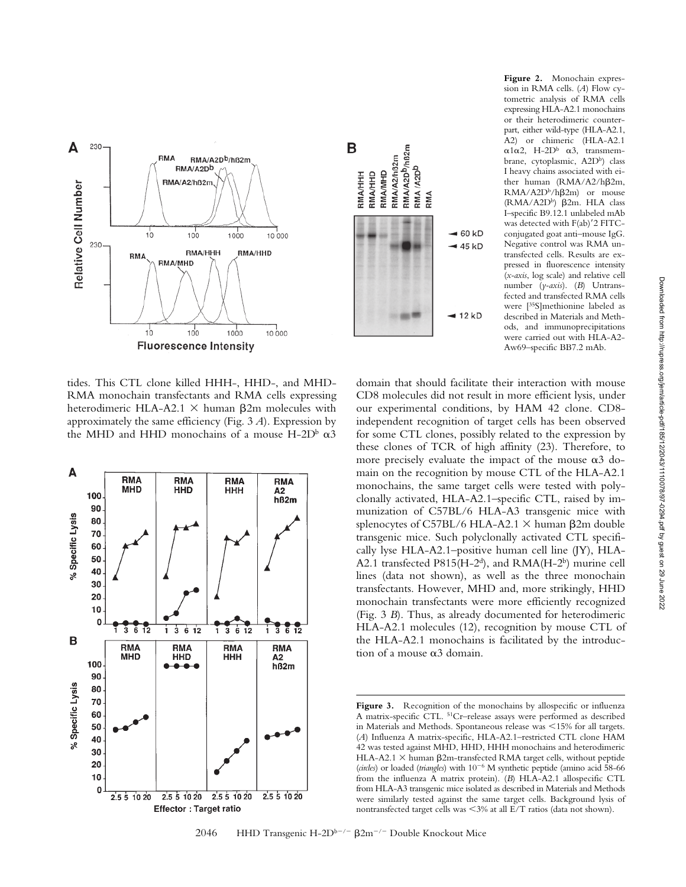**Figure 2.** Monochain expression in RMA cells. (*A*) Flow cytometric analysis of RMA cells expressing HLA-A2.1 monochains or their heterodimeric counterpart, either wild-type (HLA-A2.1, A2) or chimeric (HLA-A2.1 α1α2, H-2D$^b$ α3, transmembrane, cytoplasmic, A2D$^b$) class I heavy chains associated with either human (RMA/A2/hβ2m, RMA/A2D$^b$/hβ2m) or mouse (RMA/A2D$^b$) β2m. HLA class I–specific B9.12.1 unlabeled mAb was detected with F(ab)′2 FITC-conjugated goat anti–mouse IgG. Negative control was RMA untransfected cells. Results are expressed in fluorescence intensity (*x-axis*, log scale) and relative cell number (*y-axis*). (*B*) Untransfected and transfected RMA cells were [$^{35}$S]methionine labeled as described in Materials and Methods, and immunoprecipitations were carried out with HLA-A2-Aw69–specific BB7.2 mAb.

tides. This CTL clone killed HHH-, HHD-, and MHD-RMA monochain transfectants and RMA cells expressing heterodimeric HLA-A2.1 × human β2m molecules with approximately the same efficiency (Fig. 3 *A*). Expression by the MHD and HHD monochains of a mouse H-2D$^b$ α3 domain that should facilitate their interaction with mouse CD8 molecules did not result in more efficient lysis, under our experimental conditions, by HAM 42 clone. CD8-independent recognition of target cells has been observed for some CTL clones, possibly related to the expression by these clones of TCR of high affinity (23). Therefore, to more precisely evaluate the impact of the mouse α3 domain on the recognition by mouse CTL of the HLA-A2.1 monochains, the same target cells were tested with polyclonally activated, HLA-A2.1–specific CTL, raised by immunization of C57BL/6 HLA-A3 transgenic mice with splenocytes of C57BL/6 HLA-A2.1 × human β2m double transgenic mice. Such polyclonally activated CTL specifically lyse HLA-A2.1–positive human cell line (JY), HLA-A2.1 transfected P815(H-2$^d$), and RMA(H-2$^b$) murine cell lines (data not shown), as well as the three monochain transfectants. However, MHD and, more strikingly, HHD monochain transfectants were more efficiently recognized (Fig. 3 *B*). Thus, as already documented for heterodimeric HLA-A2.1 molecules (12), recognition by mouse CTL of the HLA-A2.1 monochains is facilitated by the introduction of a mouse α3 domain.

**Figure 3.** Recognition of the monochains by allospecific or influenza A matrix-specific CTL. $^{51}$Cr-release assays were performed as described in Materials and Methods. Spontaneous release was <15% for all targets. (*A*) Influenza A matrix-specific, HLA-A2.1–restricted CTL clone HAM 42 was tested against MHD, HHD, HHH monochains and heterodimeric HLA-A2.1 × human β2m-transfected RMA target cells, without peptide (*circles*) or loaded (*triangles*) with $10^{-6}$ M synthetic peptide (amino acid 58-66 from the influenza A matrix protein). (*B*) HLA-A2.1 allospecific CTL from HLA-A3 transgenic mice isolated as described in Materials and Methods were similarly tested against the same target cells. Background lysis of nontransfected target cells was <3% at all E/T ratios (data not shown).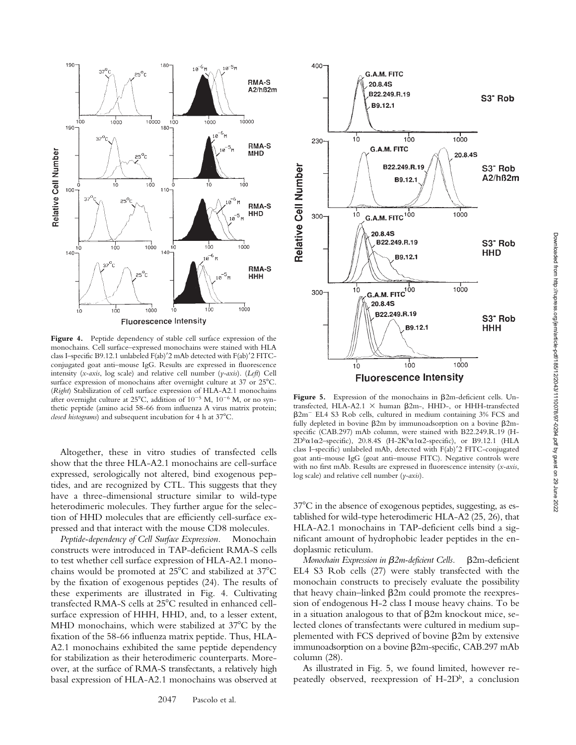**Figure 4.** Peptide dependency of stable cell surface expression of the monochains. Cell surface–expressed monochains were stained with HLA class I–specific B9.12.1 unlabeled F(ab)′2 mAb detected with F(ab)′2 FITC-conjugated goat anti–mouse IgG. Results are expressed in fluorescence intensity (*x-axis*, log scale) and relative cell number (*y-axis*). (*Left*) Cell surface expression of monochains after overnight culture at 37 or 25°C. (*Right*) Stabilization of cell surface expression of HLA-A2.1 monochains after overnight culture at 25°C, addition of $10^{-5}$ M, $10^{-6}$ M, or no synthetic peptide (amino acid 58-66 from influenza A virus matrix protein; *closed histograms*) and subsequent incubation for 4 h at 37°C.

**Figure 5.** Expression of the monochains in β2m-deficient cells. Untransfected, HLA-A2.1 × human β2m-, HHD-, or HHH-transfected $\beta 2m^-$ EL4 S3 Rob cells, cultured in medium containing 3% FCS and fully depleted in bovine β2m by immunoadsorption on a bovine β2m-specific (CAB.297) mAb column, were stained with B22.249.R.19 (H-$2D^b\alpha 1\alpha 2$–specific), 20.8.4S (H-$2K^b\alpha 1\alpha 2$-specific), or B9.12.1 (HLA class I–specific) unlabeled mAb, detected with F(ab)′2 FITC-conjugated goat anti–mouse IgG (goat anti–mouse FITC). Negative controls were with no first mAb. Results are expressed in fluorescence intensity (*x-axis*, log scale) and relative cell number (*y-axis*).

Altogether, these in vitro studies of transfected cells show that the three HLA-A2.1 monochains are cell-surface expressed, serologically not altered, bind exogenous peptides, and are recognized by CTL. This suggests that they have a three-dimensional structure similar to wild-type heterodimeric molecules. They further argue for the selection of HHD molecules that are efficiently cell-surface expressed and that interact with the mouse CD8 molecules.

*Peptide-dependency of Cell Surface Expression.* Monochain constructs were introduced in TAP-deficient RMA-S cells to test whether cell surface expression of HLA-A2.1 monochains would be promoted at 25°C and stabilized at 37°C by the fixation of exogenous peptides (24). The results of these experiments are illustrated in Fig. 4. Cultivating transfected RMA-S cells at 25°C resulted in enhanced cell-surface expression of HHH, HHD, and, to a lesser extent, MHD monochains, which were stabilized at 37°C by the fixation of the 58-66 influenza matrix peptide. Thus, HLA-A2.1 monochains exhibited the same peptide dependency for stabilization as their heterodimeric counterparts. Moreover, at the surface of RMA-S transfectants, a relatively high basal expression of HLA-A2.1 monochains was observed at 37°C in the absence of exogenous peptides, suggesting, as established for wild-type heterodimeric HLA-A2 (25, 26), that HLA-A2.1 monochains in TAP-deficient cells bind a significant amount of hydrophobic leader peptides in the endoplasmic reticulum.

*Monochain Expression in β2m-deficient Cells.* β2m-deficient EL4 S3 Rob cells (27) were stably transfected with the monochain constructs to precisely evaluate the possibility that heavy chain–linked β2m could promote the reexpression of endogenous H-2 class I mouse heavy chains. To be in a situation analogous to that of β2m knockout mice, selected clones of transfectants were cultured in medium supplemented with FCS deprived of bovine β2m by extensive immunoadsorption on a bovine β2m-specific, CAB.297 mAb column (28).

As illustrated in Fig. 5, we found limited, however repeatedly observed, reexpression of H-$2D^b$, a conclusion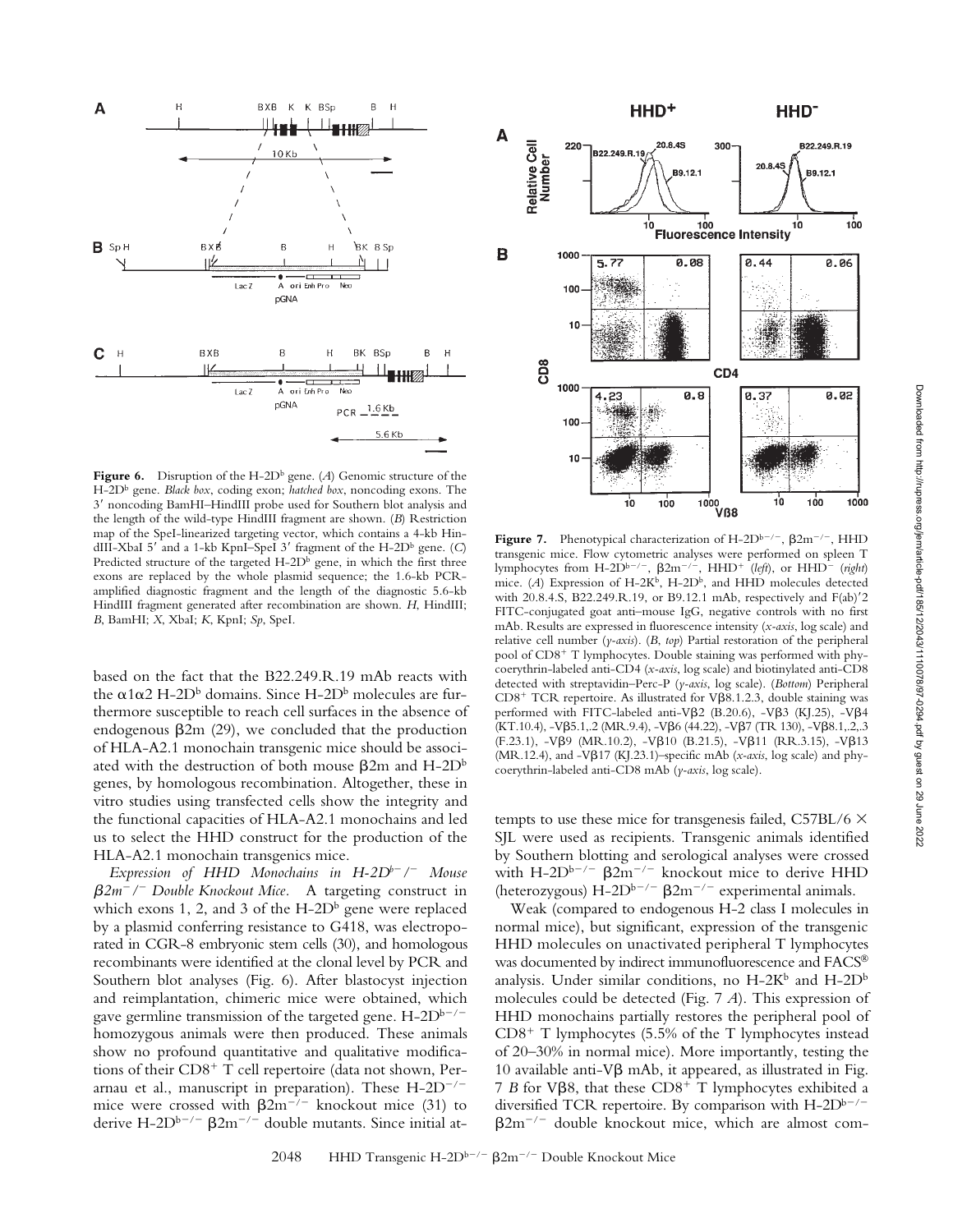**Figure 6.** Disruption of the H-2D$^b$ gene. (*A*) Genomic structure of the H-2D$^b$ gene. *Black box*, coding exon; *hatched box*, noncoding exons. The 3′ noncoding BamHI–HindIII probe used for Southern blot analysis and the length of the wild-type HindIII fragment are shown. (*B*) Restriction map of the SpeI-linearized targeting vector, which contains a 4-kb HindIII-XbaI 5′ and a 1-kb KpnI–SpeI 3′ fragment of the H-2D$^b$ gene. (*C*) Predicted structure of the targeted H-2D$^b$ gene, in which the first three exons are replaced by the whole plasmid sequence; the 1.6-kb PCR-amplified diagnostic fragment and the length of the diagnostic 5.6-kb HindIII fragment generated after recombination are shown. *H*, HindIII; *B*, BamHI; *X*, XbaI; *K*, KpnI; *Sp*, SpeI.

**Figure 7.** Phenotypical characterization of H-2D$^{b-/-}$, β2m$^{-/-}$, HHD transgenic mice. Flow cytometric analyses were performed on spleen T lymphocytes from H-2D$^{b-/-}$, β2m$^{-/-}$, HHD$^+$ (*left*), or HHD$^-$ (*right*) mice. (*A*) Expression of H-2K$^b$, H-2D$^b$, and HHD molecules detected with 20.8.4.S, B22.249.R.19, or B9.12.1 mAb, respectively and F(ab)′2 FITC-conjugated goat anti–mouse IgG, negative controls with no first mAb. Results are expressed in fluorescence intensity (*x-axis*, log scale) and relative cell number (*y-axis*). (*B*, *top*) Partial restoration of the peripheral pool of CD8$^+$ T lymphocytes. Double staining was performed with phycoerythrin-labeled anti-CD4 (*x-axis*, log scale) and biotinylated anti-CD8 detected with streptavidin–Perc-P (*y-axis*, log scale). (*Bottom*) Peripheral CD8$^+$ TCR repertoire. As illustrated for Vβ8.1.2.3, double staining was performed with FITC-labeled anti-Vβ2 (B.20.6), -Vβ3 (KJ.25), -Vβ4 (KT.10.4), -Vβ5.1,.2 (MR.9.4), -Vβ6 (44.22), -Vβ7 (TR 130), -Vβ8.1,.2,.3 (F.23.1), -Vβ9 (MR.10.2), -Vβ10 (B.21.5), -Vβ11 (RR.3.15), -Vβ13 (MR.12.4), and -Vβ17 (KJ.23.1)–specific mAb (*x-axis*, log scale) and phycoerythrin-labeled anti-CD8 mAb (*y-axis*, log scale).

based on the fact that the B22.249.R.19 mAb reacts with the α1α2 H-2D$^b$ domains. Since H-2D$^b$ molecules are furthermore susceptible to reach cell surfaces in the absence of endogenous β2m (29), we concluded that the production of HLA-A2.1 monochain transgenic mice should be associated with the destruction of both mouse β2m and H-2D$^b$ genes, by homologous recombination. Altogether, these in vitro studies using transfected cells show the integrity and the functional capacities of HLA-A2.1 monochains and led us to select the HHD construct for the production of the HLA-A2.1 monochain transgenics mice.

*Expression of HHD Monochains in H-2D$^{b-}$/$^-$ Mouse β2m$^-$/$^-$ Double Knockout Mice.* A targeting construct in which exons 1, 2, and 3 of the H-2D$^b$ gene were replaced by a plasmid conferring resistance to G418, was electroporated in CGR-8 embryonic stem cells (30), and homologous recombinants were identified at the clonal level by PCR and Southern blot analyses (Fig. 6). After blastocyst injection and reimplantation, chimeric mice were obtained, which gave germline transmission of the targeted gene. H-2D$^{b-/-}$ homozygous animals were then produced. These animals show no profound quantitative and qualitative modifications of their CD8$^+$ T cell repertoire (data not shown, Perarnau et al., manuscript in preparation). These H-2D$^{b-/-}$ mice were crossed with β2m$^{-/-}$ knockout mice (31) to derive H-2D$^{b-/-}$ β2m$^{-/-}$ double mutants. Since initial attempts to use these mice for transgenesis failed, C57BL/6 × SJL were used as recipients. Transgenic animals identified by Southern blotting and serological analyses were crossed with H-2D$^{b-/-}$ β2m$^{-/-}$ knockout mice to derive HHD (heterozygous) H-2D$^{b-/-}$ β2m$^{-/-}$ experimental animals.

Weak (compared to endogenous H-2 class I molecules in normal mice), but significant, expression of the transgenic HHD molecules on unactivated peripheral T lymphocytes was documented by indirect immunofluorescence and FACS® analysis. Under similar conditions, no H-2K$^b$ and H-2D$^b$ molecules could be detected (Fig. 7 *A*). This expression of HHD monochains partially restores the peripheral pool of CD8$^+$ T lymphocytes (5.5% of the T lymphocytes instead of 20–30% in normal mice). More importantly, testing the 10 available anti-Vβ mAb, it appeared, as illustrated in Fig. 7 *B* for Vβ8, that these CD8$^+$ T lymphocytes exhibited a diversified TCR repertoire. By comparison with H-2D$^{b-/-}$ β2m$^{-/-}$ double knockout mice, which are almost com-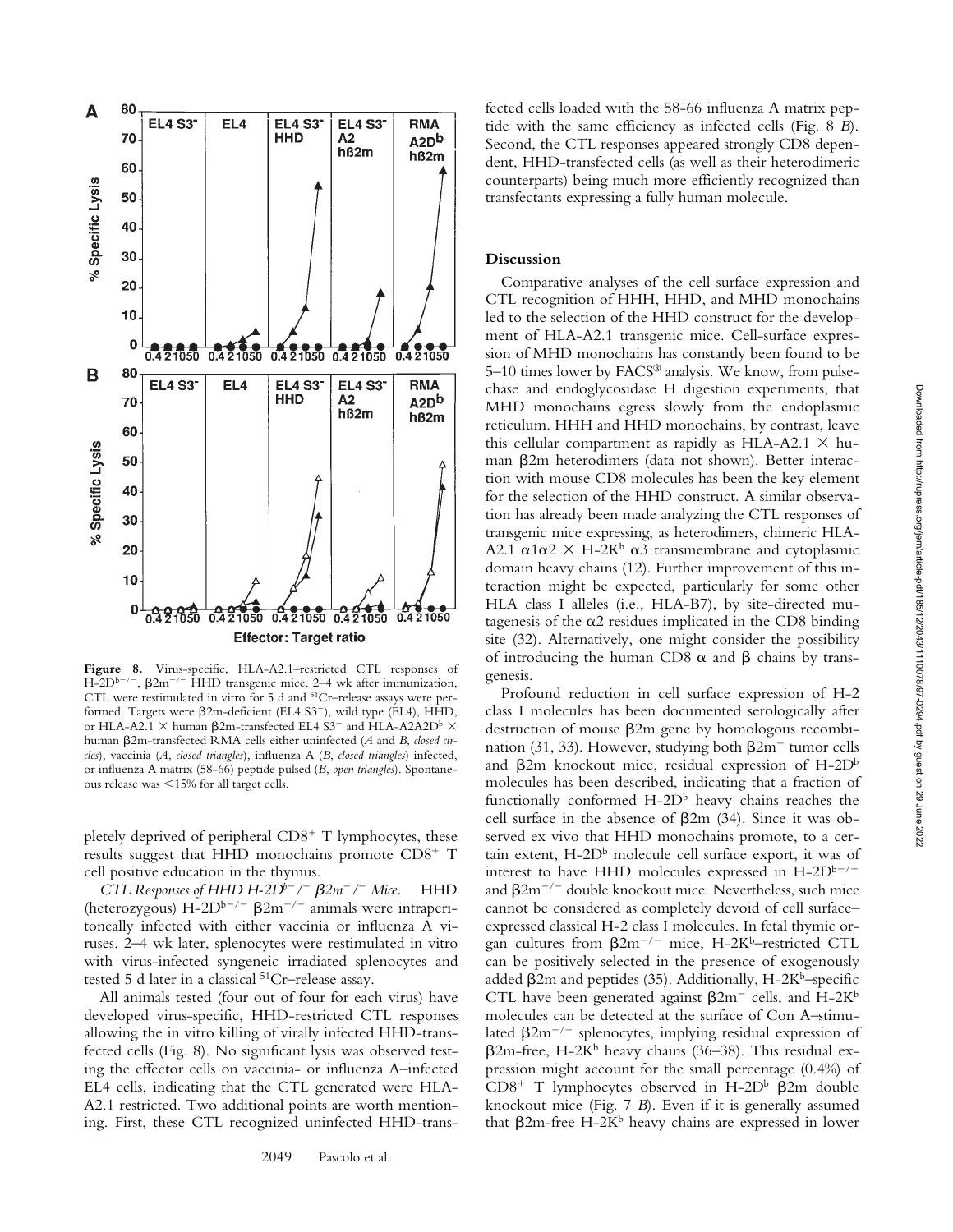**Figure 8.** Virus-specific, HLA-A2.1–restricted CTL responses of H-2D$^{b-/-}$, β2m$^{-/-}$ HHD transgenic mice. 2–4 wk after immunization, CTL were restimulated in vitro for 5 d and $^{51}$Cr–release assays were performed. Targets were β2m-deficient (EL4 S3$^{-}$), wild type (EL4), HHD, or HLA-A2.1 × human β2m-transfected EL4 S3$^{-}$ and HLA-A2A2D$^{b}$ × human β2m-transfected RMA cells either uninfected (*A* and *B*, *closed circles*), vaccinia (*A*, *closed triangles*), influenza A (*B*, *closed triangles*) infected, or influenza A matrix (58-66) peptide pulsed (*B*, *open triangles*). Spontaneous release was <15% for all target cells.

pletely deprived of peripheral CD8$^{+}$ T lymphocytes, these results suggest that HHD monochains promote CD8$^{+}$ T cell positive education in the thymus.

*CTL Responses of HHD H-2D$^{b-}$/$^{-}$ β2m$^{-}$/$^{-}$ Mice.* HHD (heterozygous) H-2D$^{b-/-}$ β2m$^{-/-}$ animals were intraperitoneally infected with either vaccinia or influenza A viruses. 2–4 wk later, splenocytes were restimulated in vitro with virus-infected syngeneic irradiated splenocytes and tested 5 d later in a classical $^{51}$Cr–release assay.

All animals tested (four out of four for each virus) have developed virus-specific, HHD-restricted CTL responses allowing the in vitro killing of virally infected HHD-transfected cells (Fig. 8). No significant lysis was observed testing the effector cells on vaccinia- or influenza A–infected EL4 cells, indicating that the CTL generated were HLA-A2.1 restricted. Two additional points are worth mentioning. First, these CTL recognized uninfected HHD-transfected cells loaded with the 58-66 influenza A matrix peptide with the same efficiency as infected cells (Fig. 8 *B*). Second, the CTL responses appeared strongly CD8 dependent, HHD-transfected cells (as well as their heterodimeric counterparts) being much more efficiently recognized than transfectants expressing a fully human molecule.

## Discussion

Comparative analyses of the cell surface expression and CTL recognition of HHH, HHD, and MHD monochains led to the selection of the HHD construct for the development of HLA-A2.1 transgenic mice. Cell-surface expression of MHD monochains has constantly been found to be 5–10 times lower by FACS® analysis. We know, from pulse-chase and endoglycosidase H digestion experiments, that MHD monochains egress slowly from the endoplasmic reticulum. HHH and HHD monochains, by contrast, leave this cellular compartment as rapidly as HLA-A2.1 × human β2m heterodimers (data not shown). Better interaction with mouse CD8 molecules has been the key element for the selection of the HHD construct. A similar observation has already been made analyzing the CTL responses of transgenic mice expressing, as heterodimers, chimeric HLA-A2.1 α1α2 × H-2K$^{b}$ α3 transmembrane and cytoplasmic domain heavy chains (12). Further improvement of this interaction might be expected, particularly for some other HLA class I alleles (i.e., HLA-B7), by site-directed mutagenesis of the α2 residues implicated in the CD8 binding site (32). Alternatively, one might consider the possibility of introducing the human CD8 α and β chains by transgenesis.

Profound reduction in cell surface expression of H-2 class I molecules has been documented serologically after destruction of mouse β2m gene by homologous recombination (31, 33). However, studying both β2m$^{-}$ tumor cells and β2m knockout mice, residual expression of H-2D$^{b}$ molecules has been described, indicating that a fraction of functionally conformed H-2D$^{b}$ heavy chains reaches the cell surface in the absence of β2m (34). Since it was observed ex vivo that HHD monochains promote, to a certain extent, H-2D$^{b}$ molecule cell surface export, it was of interest to have HHD molecules expressed in H-2D$^{b-/-}$ and β2m$^{-/-}$ double knockout mice. Nevertheless, such mice cannot be considered as completely devoid of cell surface–expressed classical H-2 class I molecules. In fetal thymic organ cultures from β2m$^{-/-}$ mice, H-2K$^{b}$–restricted CTL can be positively selected in the presence of exogenously added β2m and peptides (35). Additionally, H-2K$^{b}$–specific CTL have been generated against β2m$^{-}$ cells, and H-2K$^{b}$ molecules can be detected at the surface of Con A–stimulated β2m$^{-/-}$ splenocytes, implying residual expression of β2m-free, H-2K$^{b}$ heavy chains (36–38). This residual expression might account for the small percentage (0.4%) of CD8$^{+}$ T lymphocytes observed in H-2D$^{b}$ β2m double knockout mice (Fig. 7 *B*). Even if it is generally assumed that β2m-free H-2K$^{b}$ heavy chains are expressed in lower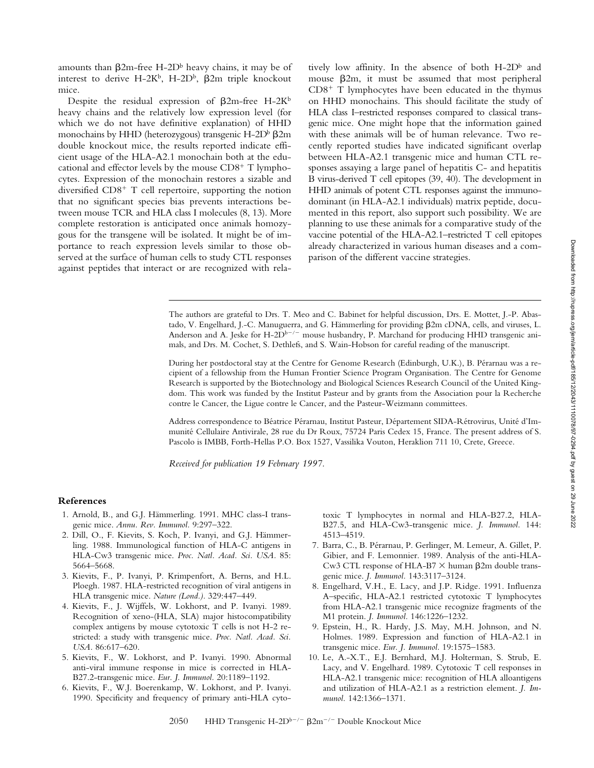amounts than β2m-free H-2D[b] heavy chains, it may be of interest to derive H-2K[b], H-2D[b], β2m triple knockout mice.

Despite the residual expression of β2m-free H-2K[b] heavy chains and the relatively low expression level (for which we do not have definitive explanation) of HHD monochains by HHD (heterozygous) transgenic H-2D[b] β2m double knockout mice, the results reported indicate efficient usage of the HLA-A2.1 monochain both at the educational and effector levels by the mouse CD8[+] T lymphocytes. Expression of the monochain restores a sizable and diversified CD8[+] T cell repertoire, supporting the notion that no significant species bias prevents interactions between mouse TCR and HLA class I molecules (8, 13). More complete restoration is anticipated once animals homozygous for the transgene will be isolated. It might be of importance to reach expression levels similar to those observed at the surface of human cells to study CTL responses against peptides that interact or are recognized with relatively low affinity. In the absence of both H-2D[b] and mouse β2m, it must be assumed that most peripheral CD8[+] T lymphocytes have been educated in the thymus on HHD monochains. This should facilitate the study of HLA class I–restricted responses compared to classical transgenic mice. One might hope that the information gained with these animals will be of human relevance. Two recently reported studies have indicated significant overlap between HLA-A2.1 transgenic mice and human CTL responses assaying a large panel of hepatitis C- and hepatitis B virus-derived T cell epitopes (39, 40). The development in HHD animals of potent CTL responses against the immunodominant (in HLA-A2.1 individuals) matrix peptide, documented in this report, also support such possibility. We are planning to use these animals for a comparative study of the vaccine potential of the HLA-A2.1–restricted T cell epitopes already characterized in various human diseases and a comparison of the different vaccine strategies.

---

The authors are grateful to Drs. T. Meo and C. Babinet for helpful discussion, Drs. E. Mottet, J.-P. Abastado, V. Engelhard, J.-C. Manuguerra, and G. Hämmerling for providing β2m cDNA, cells, and viruses, L. Anderson and A. Jeske for H-2D$^{b-/-}$ mouse husbandry, P. Marchand for producing HHD transgenic animals, and Drs. M. Cochet, S. Dethlefs, and S. Wain-Hobson for careful reading of the manuscript.

During her postdoctoral stay at the Centre for Genome Research (Edinburgh, U.K.), B. Pérarnau was a recipient of a fellowship from the Human Frontier Science Program Organisation. The Centre for Genome Research is supported by the Biotechnology and Biological Sciences Research Council of the United Kingdom. This work was funded by the Institut Pasteur and by grants from the Association pour la Recherche contre le Cancer, the Ligue contre le Cancer, and the Pasteur-Weizmann committees.

Address correspondence to Béatrice Pérarnau, Institut Pasteur, Département SIDA-Rétrovirus, Unité d'Immunité Cellulaire Antivirale, 28 rue du Dr Roux, 75724 Paris Cedex 15, France. The present address of S. Pascolo is IMBB, Forth-Hellas P.O. Box 1527, Vassilika Vouton, Heraklion 711 10, Crete, Greece.

*Received for publication 19 February 1997.*

## References

1. Arnold, B., and G.J. Hämmerling. 1991. MHC class-I transgenic mice. *Annu. Rev. Immunol.* 9:297–322.
2. Dill, O., F. Kievits, S. Koch, P. Ivanyi, and G.J. Hämmerling. 1988. Immunological function of HLA-C antigens in HLA-Cw3 transgenic mice. *Proc. Natl. Acad. Sci. USA.* 85: 5664–5668.
3. Kievits, F., P. Ivanyi, P. Krimpenfort, A. Berns, and H.L. Ploegh. 1987. HLA-restricted recognition of viral antigens in HLA transgenic mice. *Nature (Lond.).* 329:447–449.
4. Kievits, F., J. Wijffels, W. Lokhorst, and P. Ivanyi. 1989. Recognition of xeno-(HLA, SLA) major histocompatibility complex antigens by mouse cytotoxic T cells is not H-2 restricted: a study with transgenic mice. *Proc. Natl. Acad. Sci. USA.* 86:617–620.
5. Kievits, F., W. Lokhorst, and P. Ivanyi. 1990. Abnormal anti-viral immune response in mice is corrected in HLA-B27.2-transgenic mice. *Eur. J. Immunol.* 20:1189–1192.
6. Kievits, F., W.J. Boerenkamp, W. Lokhorst, and P. Ivanyi. 1990. Specificity and frequency of primary anti-HLA cytotoxic T lymphocytes in normal and HLA-B27.2, HLA-B27.5, and HLA-Cw3-transgenic mice. *J. Immunol.* 144: 4513–4519.
7. Barra, C., B. Pérarnau, P. Gerlinger, M. Lemeur, A. Gillet, P. Gibier, and F. Lemonnier. 1989. Analysis of the anti-HLA-Cw3 CTL response of HLA-B7 × human β2m double transgenic mice. *J. Immunol.* 143:3117–3124.
8. Engelhard, V.H., E. Lacy, and J.P. Ridge. 1991. Influenza A–specific, HLA-A2.1 restricted cytotoxic T lymphocytes from HLA-A2.1 transgenic mice recognize fragments of the M1 protein. *J. Immunol.* 146:1226–1232.
9. Epstein, H., R. Hardy, J.S. May, M.H. Johnson, and N. Holmes. 1989. Expression and function of HLA-A2.1 in transgenic mice. *Eur. J. Immunol.* 19:1575–1583.
10. Le, A.-X.T., E.J. Bernhard, M.J. Holterman, S. Strub, E. Lacy, and V. Engelhard. 1989. Cytotoxic T cell responses in HLA-A2.1 transgenic mice: recognition of HLA alloantigens and utilization of HLA-A2.1 as a restriction element. *J. Immunol.* 142:1366–1371.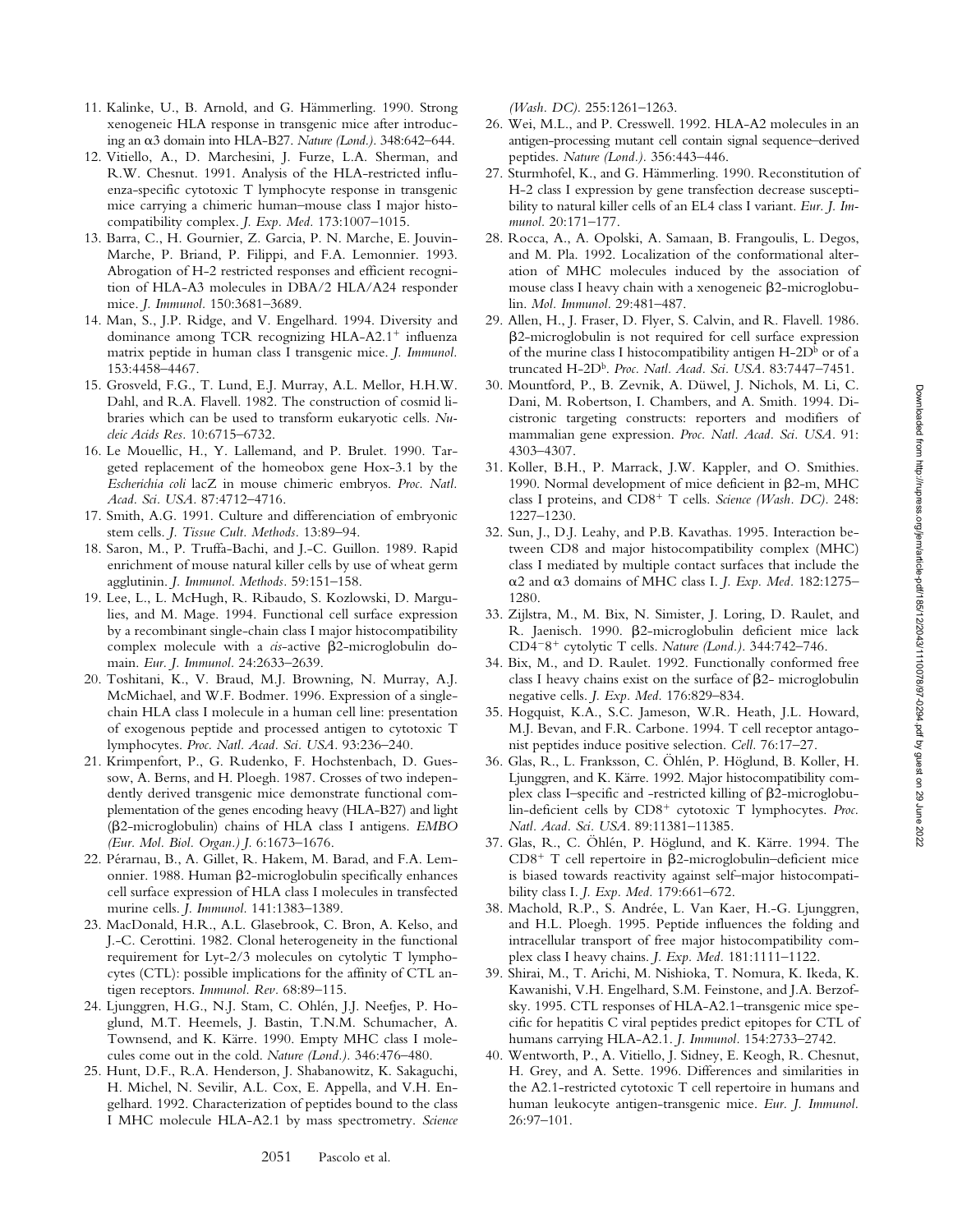11. Kalinke, U., B. Arnold, and G. Hämmerling. 1990. Strong xenogeneic HLA response in transgenic mice after introducing an α3 domain into HLA-B27. *Nature (Lond.).* 348:642–644.
12. Vitiello, A., D. Marchesini, J. Furze, L.A. Sherman, and R.W. Chesnut. 1991. Analysis of the HLA-restricted influenza-specific cytotoxic T lymphocyte response in transgenic mice carrying a chimeric human–mouse class I major histocompatibility complex. *J. Exp. Med.* 173:1007–1015.
13. Barra, C., H. Gournier, Z. Garcia, P. N. Marche, E. Jouvin-Marche, P. Briand, P. Filippi, and F.A. Lemonnier. 1993. Abrogation of H-2 restricted responses and efficient recognition of HLA-A3 molecules in DBA/2 HLA/A24 responder mice. *J. Immunol.* 150:3681–3689.
14. Man, S., J.P. Ridge, and V. Engelhard. 1994. Diversity and dominance among TCR recognizing HLA-A2.1$^+$ influenza matrix peptide in human class I transgenic mice. *J. Immunol.* 153:4458–4467.
15. Grosveld, F.G., T. Lund, E.J. Murray, A.L. Mellor, H.H.W. Dahl, and R.A. Flavell. 1982. The construction of cosmid libraries which can be used to transform eukaryotic cells. *Nucleic Acids Res.* 10:6715–6732.
16. Le Mouellic, H., Y. Lallemand, and P. Brulet. 1990. Targeted replacement of the homeobox gene Hox-3.1 by the *Escherichia coli* lacZ in mouse chimeric embryos. *Proc. Natl. Acad. Sci. USA.* 87:4712–4716.
17. Smith, A.G. 1991. Culture and differenciation of embryonic stem cells. *J. Tissue Cult. Methods.* 13:89–94.
18. Saron, M., P. Truffa-Bachi, and J.-C. Guillon. 1989. Rapid enrichment of mouse natural killer cells by use of wheat germ agglutinin. *J. Immunol. Methods.* 59:151–158.
19. Lee, L., L. McHugh, R. Ribaudo, S. Kozlowski, D. Margulies, and M. Mage. 1994. Functional cell surface expression by a recombinant single-chain class I major histocompatibility complex molecule with a *cis*-active β2-microglobulin domain. *Eur. J. Immunol.* 24:2633–2639.
20. Toshitani, K., V. Braud, M.J. Browning, N. Murray, A.J. McMichael, and W.F. Bodmer. 1996. Expression of a single-chain HLA class I molecule in a human cell line: presentation of exogenous peptide and processed antigen to cytotoxic T lymphocytes. *Proc. Natl. Acad. Sci. USA.* 93:236–240.
21. Krimpenfort, P., G. Rudenko, F. Hochstenbach, D. Guessow, A. Berns, and H. Ploegh. 1987. Crosses of two independently derived transgenic mice demonstrate functional complementation of the genes encoding heavy (HLA-B27) and light (β2-microglobulin) chains of HLA class I antigens. *EMBO (Eur. Mol. Biol. Organ.) J.* 6:1673–1676.
22. Pérarnau, B., A. Gillet, R. Hakem, M. Barad, and F.A. Lemonnier. 1988. Human β2-microglobulin specifically enhances cell surface expression of HLA class I molecules in transfected murine cells. *J. Immunol.* 141:1383–1389.
23. MacDonald, H.R., A.L. Glasebrook, C. Bron, A. Kelso, and J.-C. Cerottini. 1982. Clonal heterogeneity in the functional requirement for Lyt-2/3 molecules on cytolytic T lymphocytes (CTL): possible implications for the affinity of CTL antigen receptors. *Immunol. Rev.* 68:89–115.
24. Ljunggren, H.G., N.J. Stam, C. Ohlén, J.J. Neefjes, P. Hoglund, M.T. Heemels, J. Bastin, T.N.M. Schumacher, A. Townsend, and K. Kärre. 1990. Empty MHC class I molecules come out in the cold. *Nature (Lond.).* 346:476–480.
25. Hunt, D.F., R.A. Henderson, J. Shabanowitz, K. Sakaguchi, H. Michel, N. Sevilir, A.L. Cox, E. Appella, and V.H. Engelhard. 1992. Characterization of peptides bound to the class I MHC molecule HLA-A2.1 by mass spectrometry. *Science (Wash. DC).* 255:1261–1263.
26. Wei, M.L., and P. Cresswell. 1992. HLA-A2 molecules in an antigen-processing mutant cell contain signal sequence–derived peptides. *Nature (Lond.).* 356:443–446.
27. Sturmhofel, K., and G. Hämmerling. 1990. Reconstitution of H-2 class I expression by gene transfection decrease susceptibility to natural killer cells of an EL4 class I variant. *Eur. J. Immunol.* 20:171–177.
28. Rocca, A., A. Opolski, A. Samaan, B. Frangoulis, L. Degos, and M. Pla. 1992. Localization of the conformational alteration of MHC molecules induced by the association of mouse class I heavy chain with a xenogeneic β2-microglobulin. *Mol. Immunol.* 29:481–487.
29. Allen, H., J. Fraser, D. Flyer, S. Calvin, and R. Flavell. 1986. β2-microglobulin is not required for cell surface expression of the murine class I histocompatibility antigen H-2D$^b$ or of a truncated H-2D$^b$. *Proc. Natl. Acad. Sci. USA.* 83:7447–7451.
30. Mountford, P., B. Zevnik, A. Düwel, J. Nichols, M. Li, C. Dani, M. Robertson, I. Chambers, and A. Smith. 1994. Dicistronic targeting constructs: reporters and modifiers of mammalian gene expression. *Proc. Natl. Acad. Sci. USA.* 91: 4303–4307.
31. Koller, B.H., P. Marrack, J.W. Kappler, and O. Smithies. 1990. Normal development of mice deficient in β2-m, MHC class I proteins, and CD8$^+$ T cells. *Science (Wash. DC).* 248: 1227–1230.
32. Sun, J., D.J. Leahy, and P.B. Kavathas. 1995. Interaction between CD8 and major histocompatibility complex (MHC) class I mediated by multiple contact surfaces that include the α2 and α3 domains of MHC class I. *J. Exp. Med.* 182:1275–1280.
33. Zijlstra, M., M. Bix, N. Simister, J. Loring, D. Raulet, and R. Jaenisch. 1990. β2-microglobulin deficient mice lack CD4$^-$8$^+$ cytolytic T cells. *Nature (Lond.).* 344:742–746.
34. Bix, M., and D. Raulet. 1992. Functionally conformed free class I heavy chains exist on the surface of β2- microglobulin negative cells. *J. Exp. Med.* 176:829–834.
35. Hogquist, K.A., S.C. Jameson, W.R. Heath, J.L. Howard, M.J. Bevan, and F.R. Carbone. 1994. T cell receptor antagonist peptides induce positive selection. *Cell.* 76:17–27.
36. Glas, R., L. Franksson, C. Öhlén, P. Höglund, B. Koller, H. Ljunggren, and K. Kärre. 1992. Major histocompatibility complex class I–specific and -restricted killing of β2-microglobulin-deficient cells by CD8$^+$ cytotoxic T lymphocytes. *Proc. Natl. Acad. Sci. USA.* 89:11381–11385.
37. Glas, R., C. Öhlén, P. Höglund, and K. Kärre. 1994. The CD8$^+$ T cell repertoire in β2-microglobulin–deficient mice is biased towards reactivity against self–major histocompatibility class I. *J. Exp. Med.* 179:661–672.
38. Machold, R.P., S. Andrée, L. Van Kaer, H.-G. Ljunggren, and H.L. Ploegh. 1995. Peptide influences the folding and intracellular transport of free major histocompatibility complex class I heavy chains. *J. Exp. Med.* 181:1111–1122.
39. Shirai, M., T. Arichi, M. Nishioka, T. Nomura, K. Ikeda, K. Kawanishi, V.H. Engelhard, S.M. Feinstone, and J.A. Berzofsky. 1995. CTL responses of HLA-A2.1–transgenic mice specific for hepatitis C viral peptides predict epitopes for CTL of humans carrying HLA-A2.1. *J. Immunol.* 154:2733–2742.
40. Wentworth, P., A. Vitiello, J. Sidney, E. Keogh, R. Chesnut, H. Grey, and A. Sette. 1996. Differences and similarities in the A2.1-restricted cytotoxic T cell repertoire in humans and human leukocyte antigen-transgenic mice. *Eur. J. Immunol.* 26:97–101.